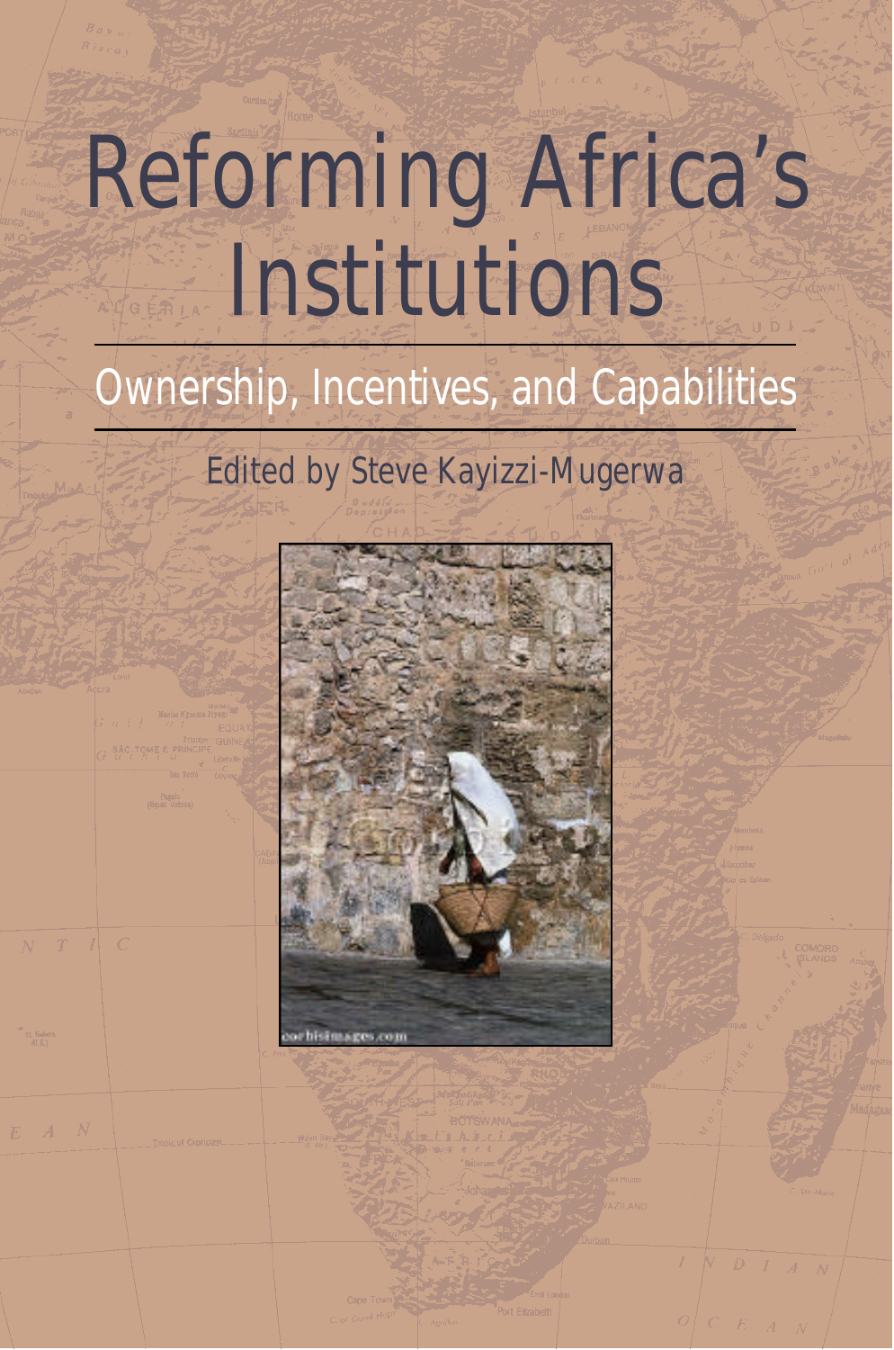# Reforming Africa's Institutions

## Ownership, Incentives, and Capabilities

Edited by Steve Kayizzi-Mugerwa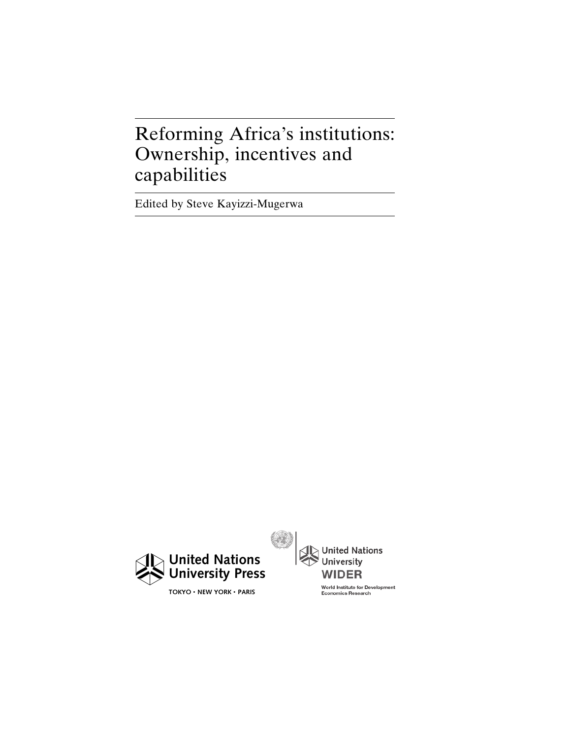# Reforming Africa's institutions: Ownership, incentives and capabilities

Edited by Steve Kayizzi-Mugerwa

United Nations University Press

TOKYO • NEW YORK • PARIS

United Nations University

WIDER

World Institute for Development Economics Research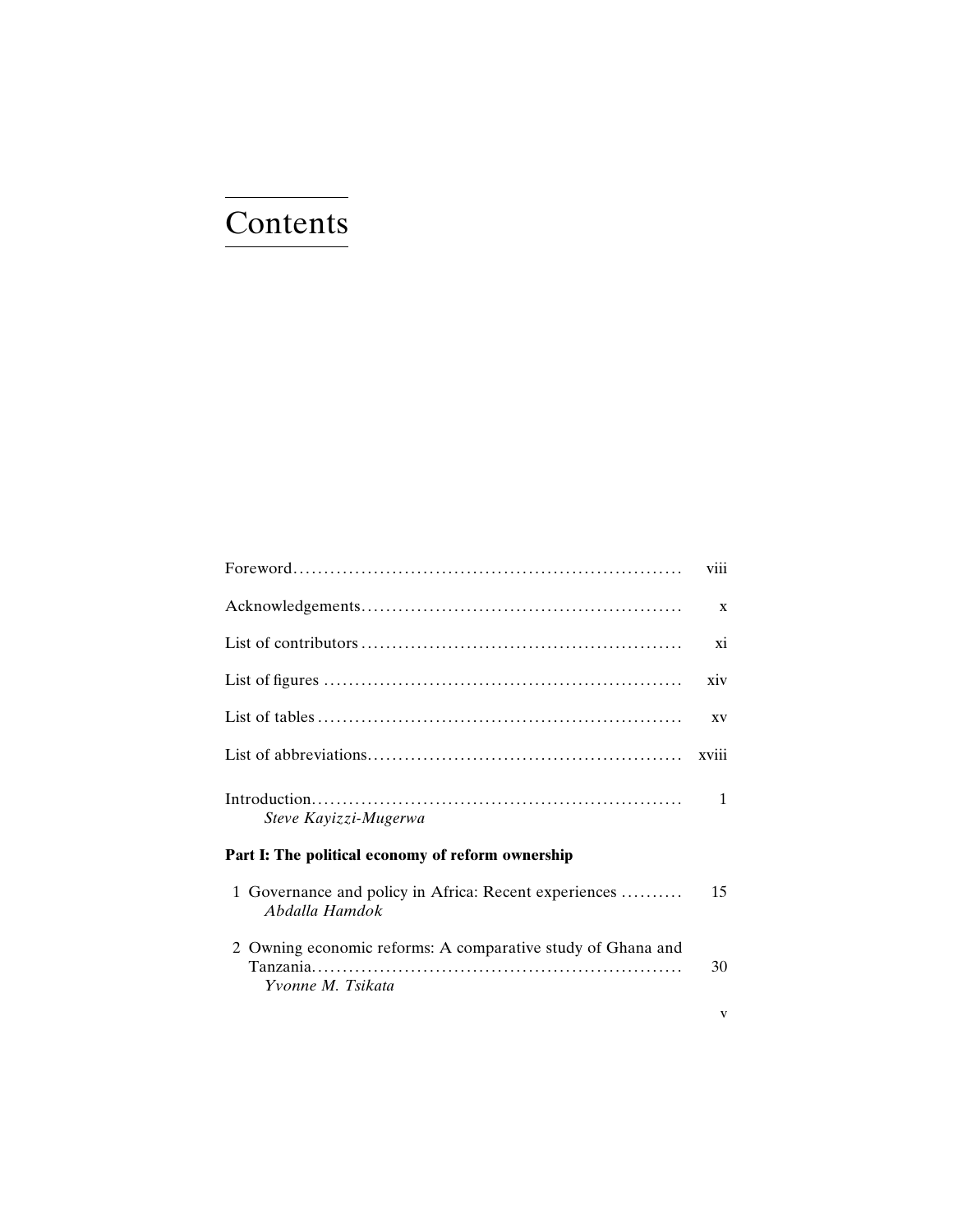# Contents

| | |
|---|---|
| Foreword | viii |
| Acknowledgements | x |
| List of contributors | xi |
| List of figures | xiv |
| List of tables | xv |
| List of abbreviations | xviii |
| Introduction<br>*Steve Kayizzi-Mugerwa* | 1 |
| **Part I: The political economy of reform ownership** | |
| 1 Governance and policy in Africa: Recent experiences<br>*Abdalla Hamdok* | 15 |
| 2 Owning economic reforms: A comparative study of Ghana and Tanzania<br>*Yvonne M. Tsikata* | 30 |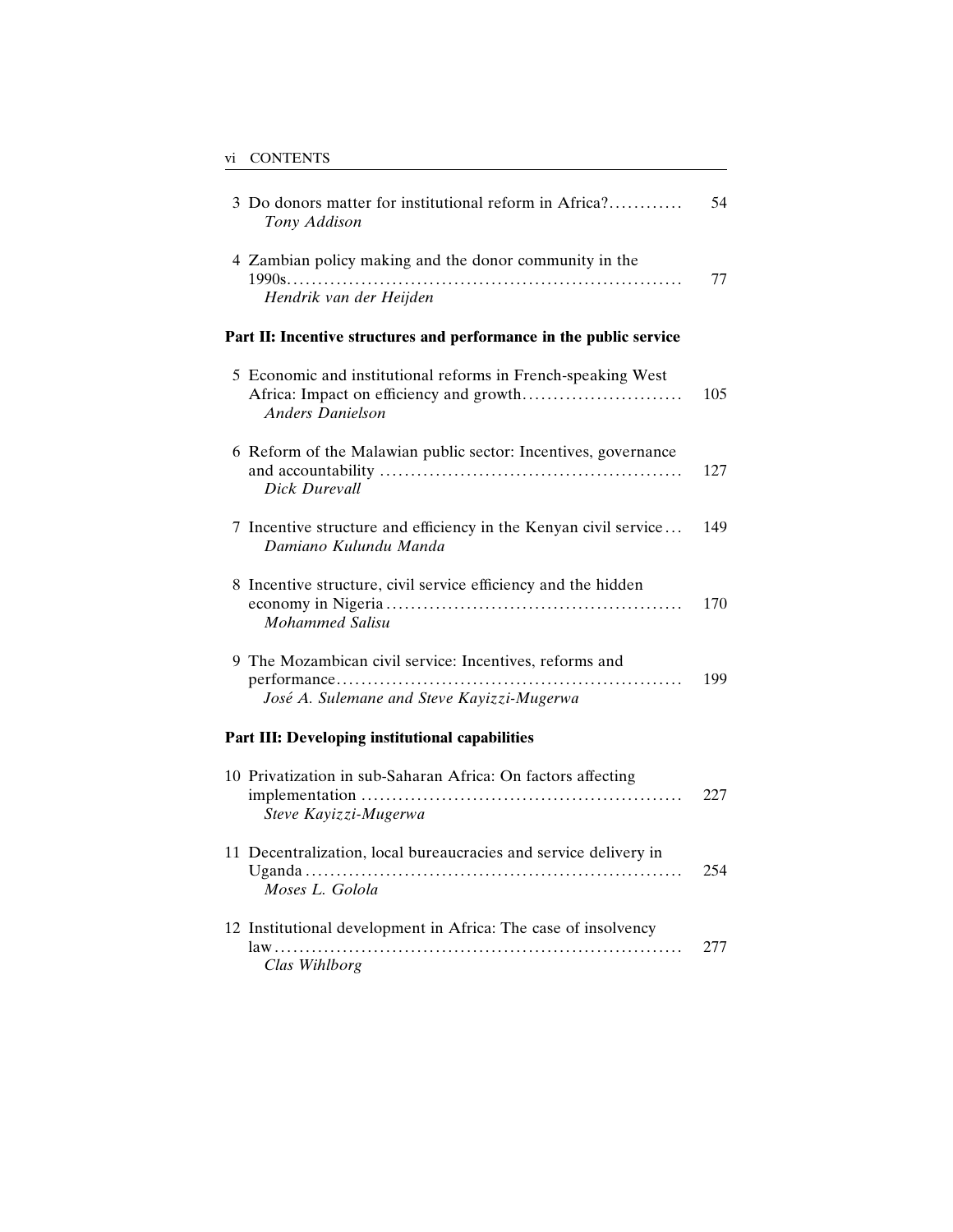3 Do donors matter for institutional reform in Africa? ............ 54
*Tony Addison*

4 Zambian policy making and the donor community in the 1990s ............ 77
*Hendrik van der Heijden*

**Part II: Incentive structures and performance in the public service**

5 Economic and institutional reforms in French-speaking West Africa: Impact on efficiency and growth ............ 105
*Anders Danielson*

6 Reform of the Malawian public sector: Incentives, governance and accountability ............ 127
*Dick Durevall*

7 Incentive structure and efficiency in the Kenyan civil service ... 149
*Damiano Kulundu Manda*

8 Incentive structure, civil service efficiency and the hidden economy in Nigeria ............ 170
*Mohammed Salisu*

9 The Mozambican civil service: Incentives, reforms and performance ............ 199
*José A. Sulemane and Steve Kayizzi-Mugerwa*

**Part III: Developing institutional capabilities**

10 Privatization in sub-Saharan Africa: On factors affecting implementation ............ 227
*Steve Kayizzi-Mugerwa*

11 Decentralization, local bureaucracies and service delivery in Uganda ............ 254
*Moses L. Golola*

12 Institutional development in Africa: The case of insolvency law ............ 277
*Clas Wihlborg*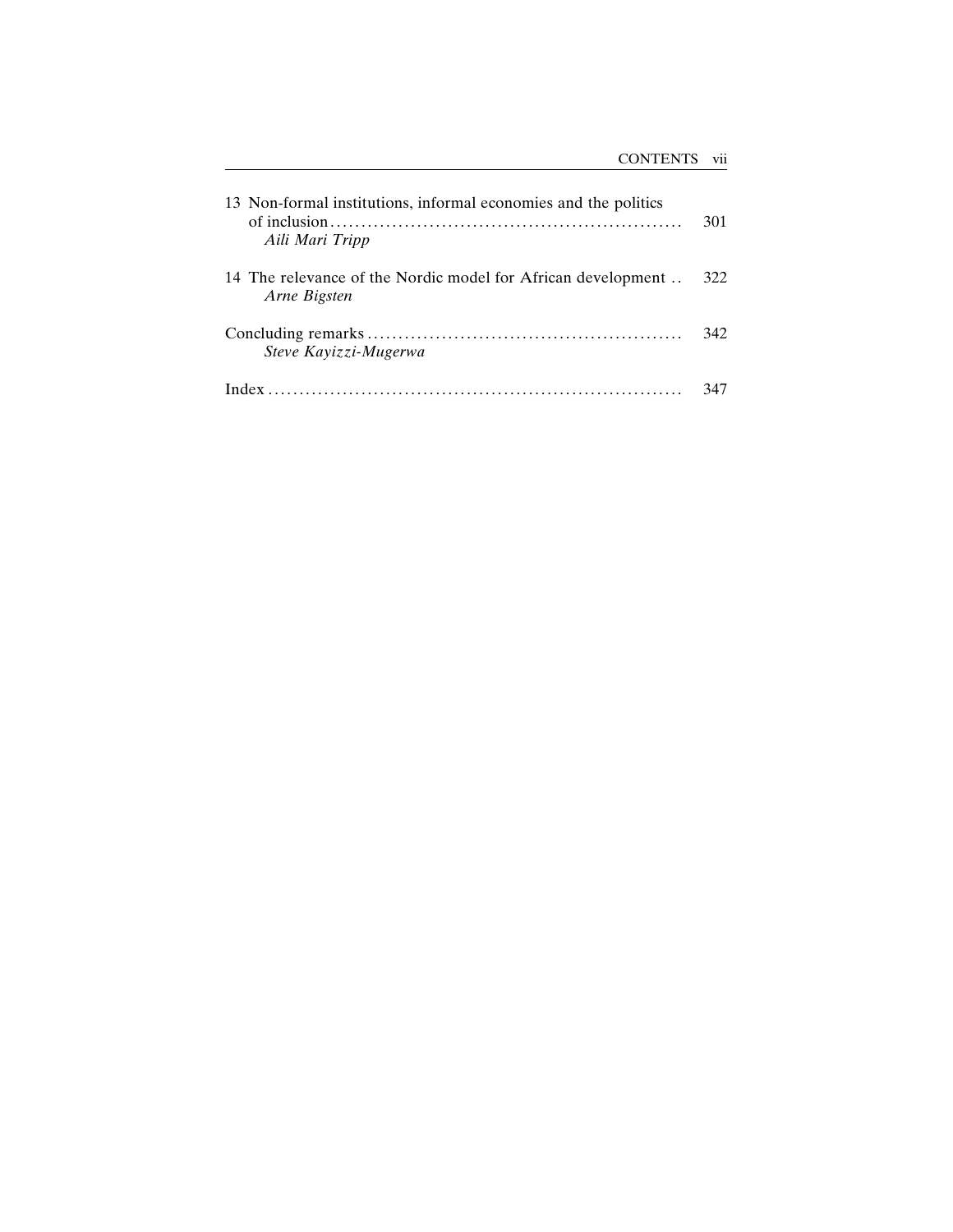13 Non-formal institutions, informal economies and the politics of inclusion ........................................................ 301
*Aili Mari Tripp*

14 The relevance of the Nordic model for African development .. 322
*Arne Bigsten*

Concluding remarks .................................................. 342
*Steve Kayizzi-Mugerwa*

Index ................................................................ 347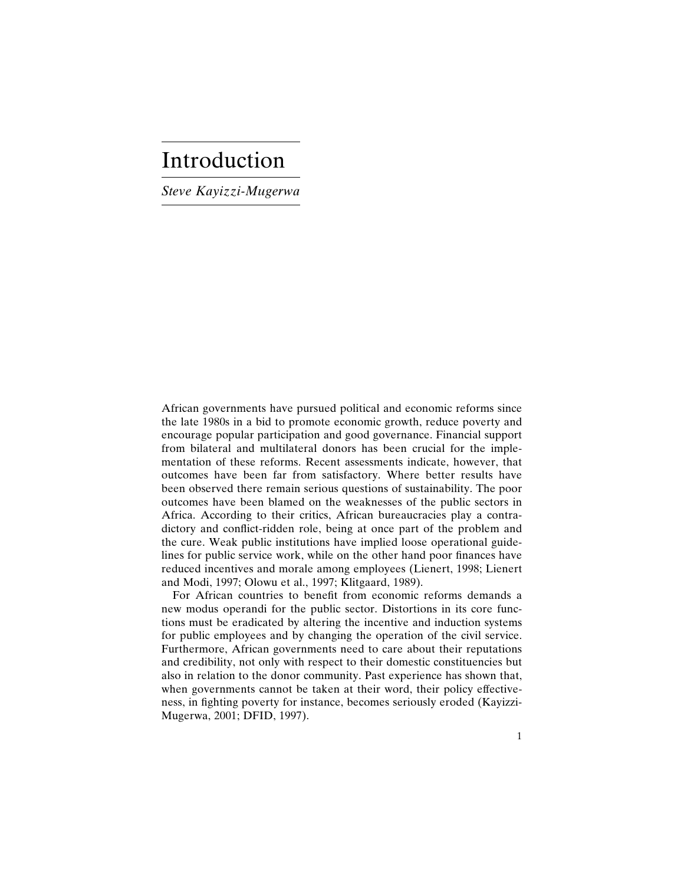# Introduction

*Steve Kayizzi-Mugerwa*

African governments have pursued political and economic reforms since the late 1980s in a bid to promote economic growth, reduce poverty and encourage popular participation and good governance. Financial support from bilateral and multilateral donors has been crucial for the implementation of these reforms. Recent assessments indicate, however, that outcomes have been far from satisfactory. Where better results have been observed there remain serious questions of sustainability. The poor outcomes have been blamed on the weaknesses of the public sectors in Africa. According to their critics, African bureaucracies play a contradictory and conflict-ridden role, being at once part of the problem and the cure. Weak public institutions have implied loose operational guidelines for public service work, while on the other hand poor finances have reduced incentives and morale among employees (Lienert, 1998; Lienert and Modi, 1997; Olowu et al., 1997; Klitgaard, 1989).

For African countries to benefit from economic reforms demands a new modus operandi for the public sector. Distortions in its core functions must be eradicated by altering the incentive and induction systems for public employees and by changing the operation of the civil service. Furthermore, African governments need to care about their reputations and credibility, not only with respect to their domestic constituencies but also in relation to the donor community. Past experience has shown that, when governments cannot be taken at their word, their policy effectiveness, in fighting poverty for instance, becomes seriously eroded (Kayizzi-Mugerwa, 2001; DFID, 1997).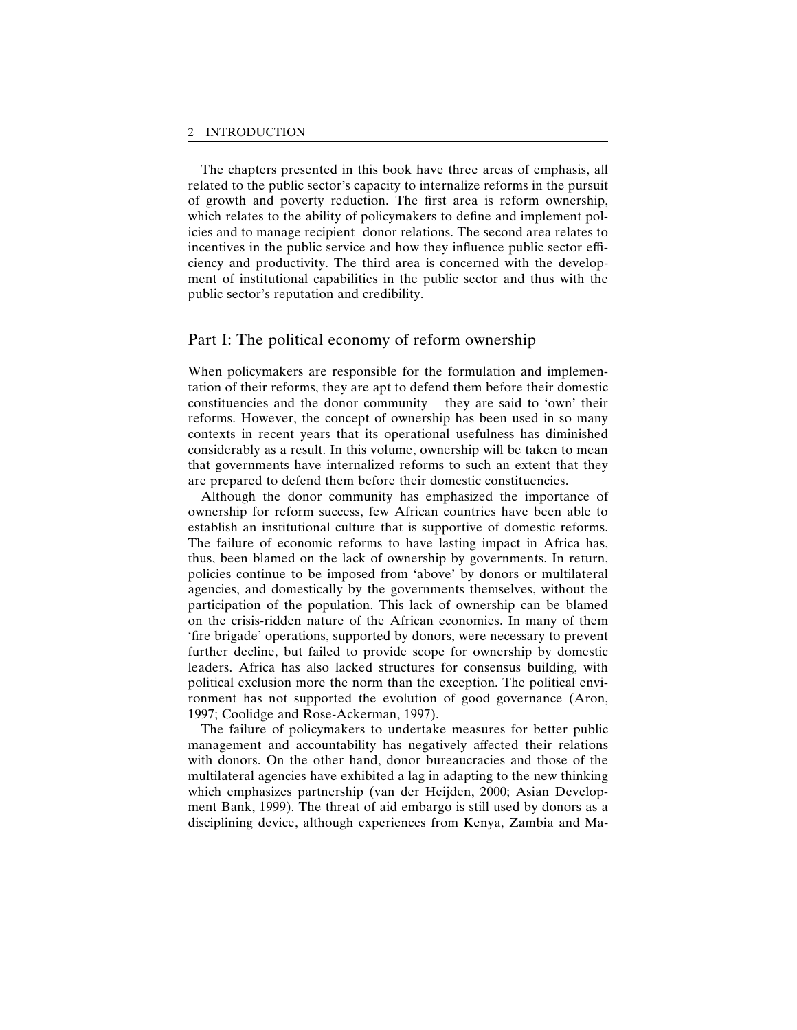The chapters presented in this book have three areas of emphasis, all related to the public sector's capacity to internalize reforms in the pursuit of growth and poverty reduction. The first area is reform ownership, which relates to the ability of policymakers to define and implement policies and to manage recipient–donor relations. The second area relates to incentives in the public service and how they influence public sector efficiency and productivity. The third area is concerned with the development of institutional capabilities in the public sector and thus with the public sector's reputation and credibility.

## Part I: The political economy of reform ownership

When policymakers are responsible for the formulation and implementation of their reforms, they are apt to defend them before their domestic constituencies and the donor community – they are said to 'own' their reforms. However, the concept of ownership has been used in so many contexts in recent years that its operational usefulness has diminished considerably as a result. In this volume, ownership will be taken to mean that governments have internalized reforms to such an extent that they are prepared to defend them before their domestic constituencies.

Although the donor community has emphasized the importance of ownership for reform success, few African countries have been able to establish an institutional culture that is supportive of domestic reforms. The failure of economic reforms to have lasting impact in Africa has, thus, been blamed on the lack of ownership by governments. In return, policies continue to be imposed from 'above' by donors or multilateral agencies, and domestically by the governments themselves, without the participation of the population. This lack of ownership can be blamed on the crisis-ridden nature of the African economies. In many of them 'fire brigade' operations, supported by donors, were necessary to prevent further decline, but failed to provide scope for ownership by domestic leaders. Africa has also lacked structures for consensus building, with political exclusion more the norm than the exception. The political environment has not supported the evolution of good governance (Aron, 1997; Coolidge and Rose-Ackerman, 1997).

The failure of policymakers to undertake measures for better public management and accountability has negatively affected their relations with donors. On the other hand, donor bureaucracies and those of the multilateral agencies have exhibited a lag in adapting to the new thinking which emphasizes partnership (van der Heijden, 2000; Asian Development Bank, 1999). The threat of aid embargo is still used by donors as a disciplining device, although experiences from Kenya, Zambia and Ma-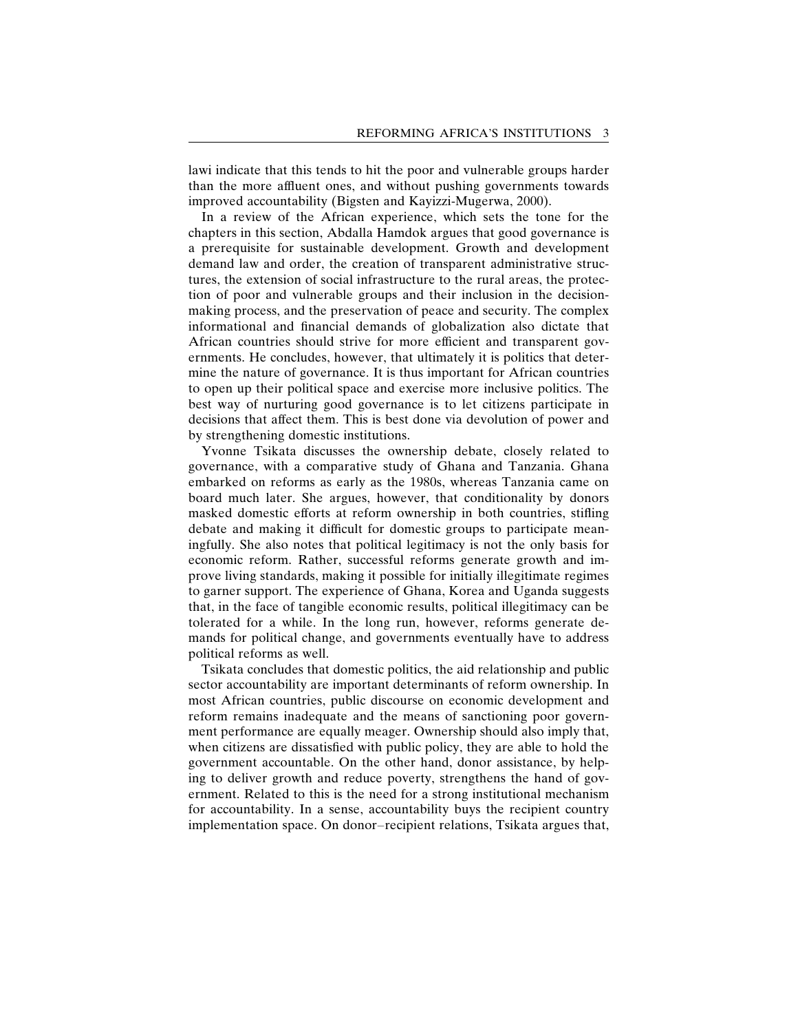lawi indicate that this tends to hit the poor and vulnerable groups harder than the more affluent ones, and without pushing governments towards improved accountability (Bigsten and Kayizzi-Mugerwa, 2000).

In a review of the African experience, which sets the tone for the chapters in this section, Abdalla Hamdok argues that good governance is a prerequisite for sustainable development. Growth and development demand law and order, the creation of transparent administrative structures, the extension of social infrastructure to the rural areas, the protection of poor and vulnerable groups and their inclusion in the decision-making process, and the preservation of peace and security. The complex informational and financial demands of globalization also dictate that African countries should strive for more efficient and transparent governments. He concludes, however, that ultimately it is politics that determine the nature of governance. It is thus important for African countries to open up their political space and exercise more inclusive politics. The best way of nurturing good governance is to let citizens participate in decisions that affect them. This is best done via devolution of power and by strengthening domestic institutions.

Yvonne Tsikata discusses the ownership debate, closely related to governance, with a comparative study of Ghana and Tanzania. Ghana embarked on reforms as early as the 1980s, whereas Tanzania came on board much later. She argues, however, that conditionality by donors masked domestic efforts at reform ownership in both countries, stifling debate and making it difficult for domestic groups to participate meaningfully. She also notes that political legitimacy is not the only basis for economic reform. Rather, successful reforms generate growth and improve living standards, making it possible for initially illegitimate regimes to garner support. The experience of Ghana, Korea and Uganda suggests that, in the face of tangible economic results, political illegitimacy can be tolerated for a while. In the long run, however, reforms generate demands for political change, and governments eventually have to address political reforms as well.

Tsikata concludes that domestic politics, the aid relationship and public sector accountability are important determinants of reform ownership. In most African countries, public discourse on economic development and reform remains inadequate and the means of sanctioning poor government performance are equally meager. Ownership should also imply that, when citizens are dissatisfied with public policy, they are able to hold the government accountable. On the other hand, donor assistance, by helping to deliver growth and reduce poverty, strengthens the hand of government. Related to this is the need for a strong institutional mechanism for accountability. In a sense, accountability buys the recipient country implementation space. On donor–recipient relations, Tsikata argues that,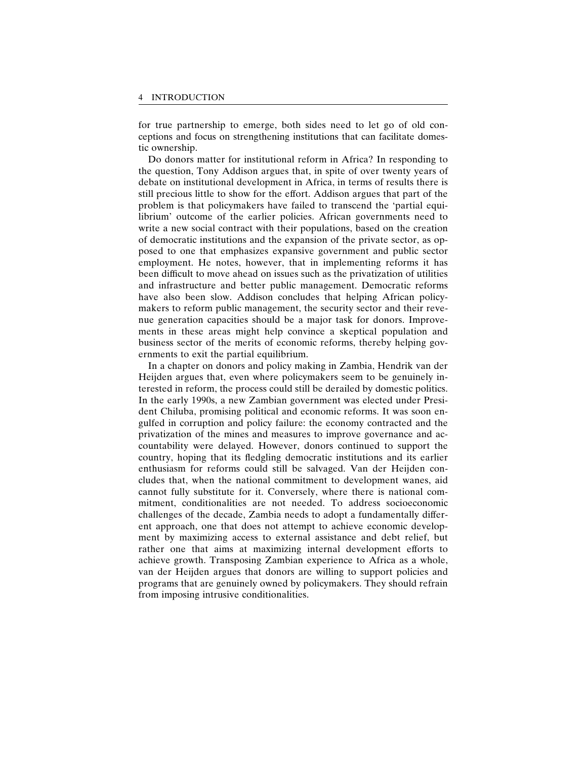for true partnership to emerge, both sides need to let go of old conceptions and focus on strengthening institutions that can facilitate domestic ownership.

Do donors matter for institutional reform in Africa? In responding to the question, Tony Addison argues that, in spite of over twenty years of debate on institutional development in Africa, in terms of results there is still precious little to show for the effort. Addison argues that part of the problem is that policymakers have failed to transcend the 'partial equilibrium' outcome of the earlier policies. African governments need to write a new social contract with their populations, based on the creation of democratic institutions and the expansion of the private sector, as opposed to one that emphasizes expansive government and public sector employment. He notes, however, that in implementing reforms it has been difficult to move ahead on issues such as the privatization of utilities and infrastructure and better public management. Democratic reforms have also been slow. Addison concludes that helping African policymakers to reform public management, the security sector and their revenue generation capacities should be a major task for donors. Improvements in these areas might help convince a skeptical population and business sector of the merits of economic reforms, thereby helping governments to exit the partial equilibrium.

In a chapter on donors and policy making in Zambia, Hendrik van der Heijden argues that, even where policymakers seem to be genuinely interested in reform, the process could still be derailed by domestic politics. In the early 1990s, a new Zambian government was elected under President Chiluba, promising political and economic reforms. It was soon engulfed in corruption and policy failure: the economy contracted and the privatization of the mines and measures to improve governance and accountability were delayed. However, donors continued to support the country, hoping that its fledgling democratic institutions and its earlier enthusiasm for reforms could still be salvaged. Van der Heijden concludes that, when the national commitment to development wanes, aid cannot fully substitute for it. Conversely, where there is national commitment, conditionalities are not needed. To address socioeconomic challenges of the decade, Zambia needs to adopt a fundamentally different approach, one that does not attempt to achieve economic development by maximizing access to external assistance and debt relief, but rather one that aims at maximizing internal development efforts to achieve growth. Transposing Zambian experience to Africa as a whole, van der Heijden argues that donors are willing to support policies and programs that are genuinely owned by policymakers. They should refrain from imposing intrusive conditionalities.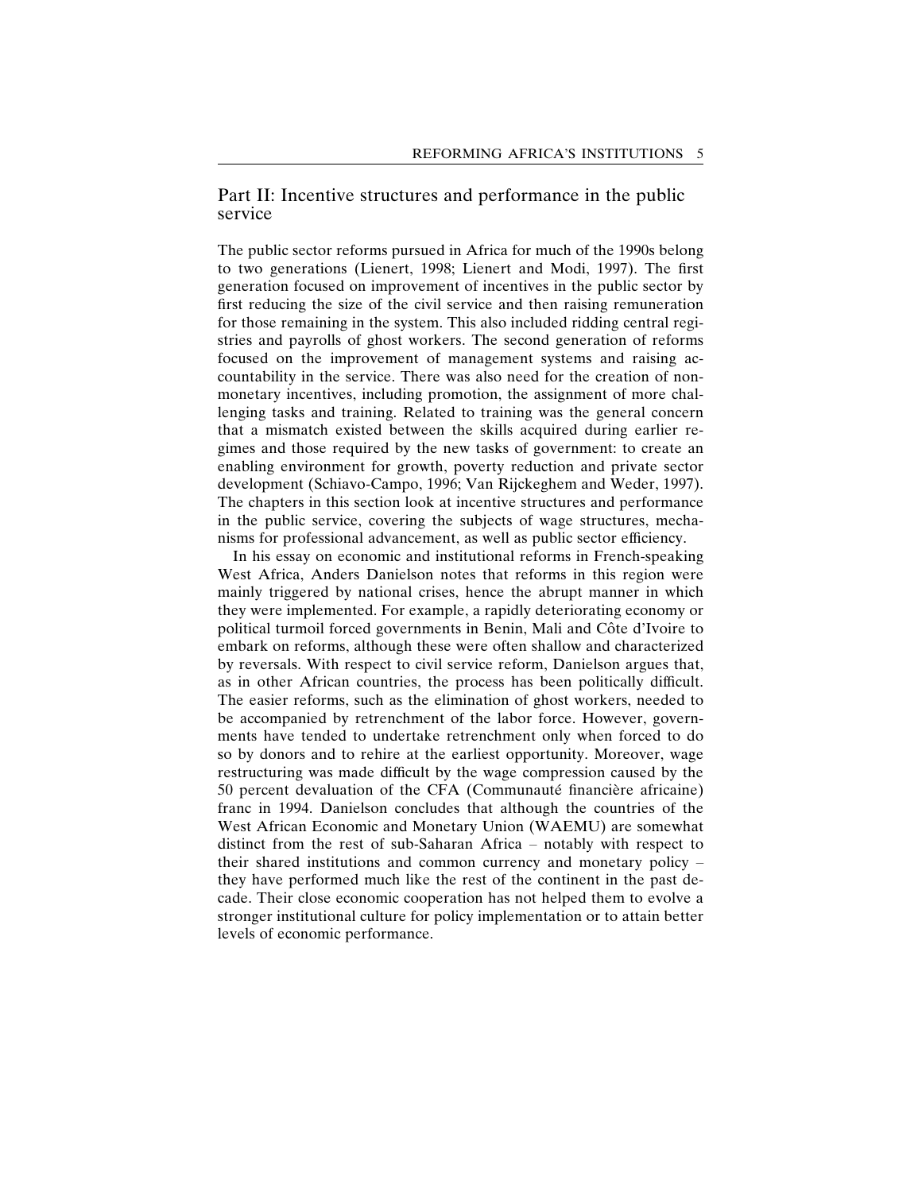## Part II: Incentive structures and performance in the public service

The public sector reforms pursued in Africa for much of the 1990s belong to two generations (Lienert, 1998; Lienert and Modi, 1997). The first generation focused on improvement of incentives in the public sector by first reducing the size of the civil service and then raising remuneration for those remaining in the system. This also included ridding central registries and payrolls of ghost workers. The second generation of reforms focused on the improvement of management systems and raising accountability in the service. There was also need for the creation of non-monetary incentives, including promotion, the assignment of more challenging tasks and training. Related to training was the general concern that a mismatch existed between the skills acquired during earlier regimes and those required by the new tasks of government: to create an enabling environment for growth, poverty reduction and private sector development (Schiavo-Campo, 1996; Van Rijckeghem and Weder, 1997). The chapters in this section look at incentive structures and performance in the public service, covering the subjects of wage structures, mechanisms for professional advancement, as well as public sector efficiency.

In his essay on economic and institutional reforms in French-speaking West Africa, Anders Danielson notes that reforms in this region were mainly triggered by national crises, hence the abrupt manner in which they were implemented. For example, a rapidly deteriorating economy or political turmoil forced governments in Benin, Mali and Côte d'Ivoire to embark on reforms, although these were often shallow and characterized by reversals. With respect to civil service reform, Danielson argues that, as in other African countries, the process has been politically difficult. The easier reforms, such as the elimination of ghost workers, needed to be accompanied by retrenchment of the labor force. However, governments have tended to undertake retrenchment only when forced to do so by donors and to rehire at the earliest opportunity. Moreover, wage restructuring was made difficult by the wage compression caused by the 50 percent devaluation of the CFA (Communauté financière africaine) franc in 1994. Danielson concludes that although the countries of the West African Economic and Monetary Union (WAEMU) are somewhat distinct from the rest of sub-Saharan Africa – notably with respect to their shared institutions and common currency and monetary policy – they have performed much like the rest of the continent in the past decade. Their close economic cooperation has not helped them to evolve a stronger institutional culture for policy implementation or to attain better levels of economic performance.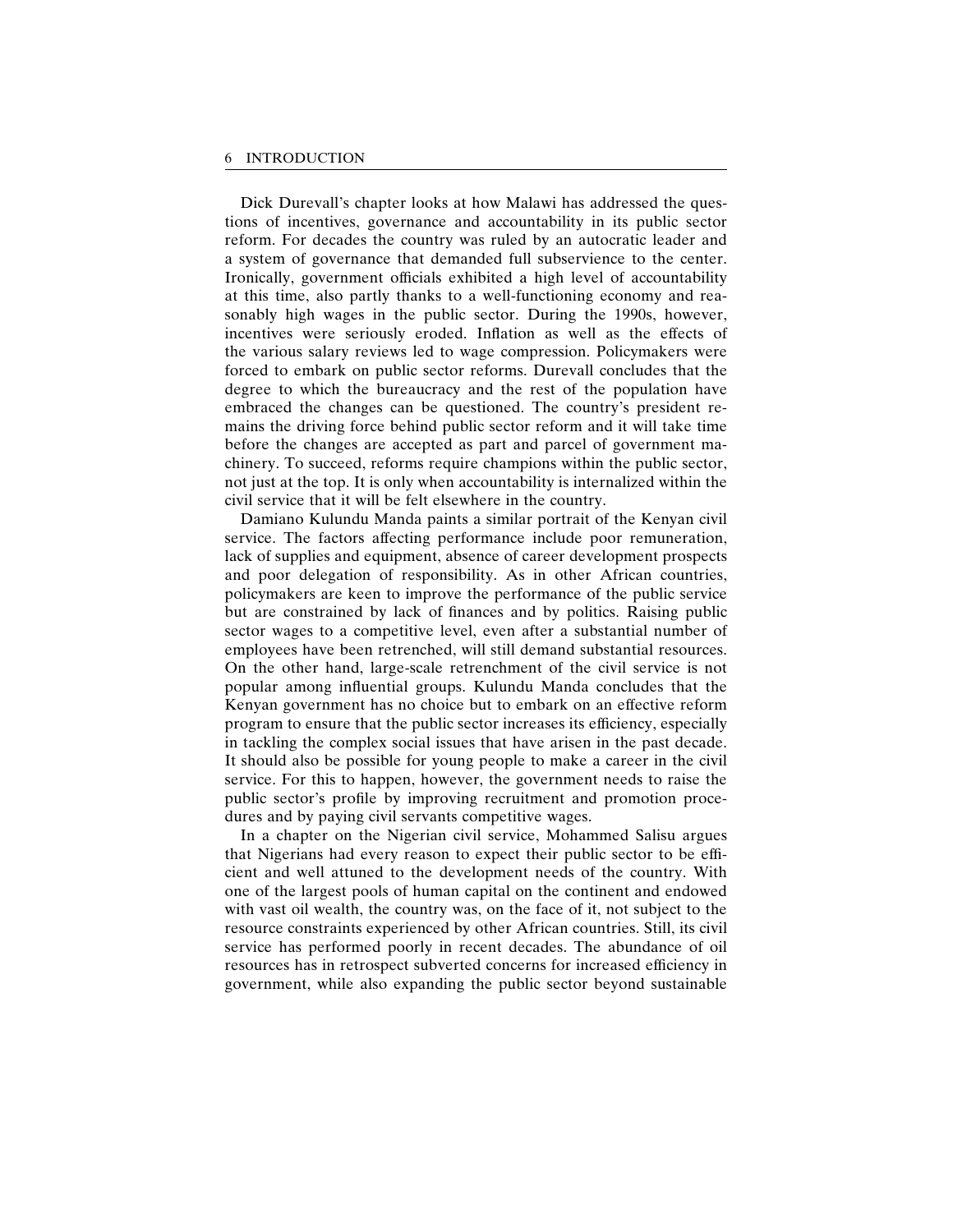Dick Durevall's chapter looks at how Malawi has addressed the questions of incentives, governance and accountability in its public sector reform. For decades the country was ruled by an autocratic leader and a system of governance that demanded full subservience to the center. Ironically, government officials exhibited a high level of accountability at this time, also partly thanks to a well-functioning economy and reasonably high wages in the public sector. During the 1990s, however, incentives were seriously eroded. Inflation as well as the effects of the various salary reviews led to wage compression. Policymakers were forced to embark on public sector reforms. Durevall concludes that the degree to which the bureaucracy and the rest of the population have embraced the changes can be questioned. The country's president remains the driving force behind public sector reform and it will take time before the changes are accepted as part and parcel of government machinery. To succeed, reforms require champions within the public sector, not just at the top. It is only when accountability is internalized within the civil service that it will be felt elsewhere in the country.

Damiano Kulundu Manda paints a similar portrait of the Kenyan civil service. The factors affecting performance include poor remuneration, lack of supplies and equipment, absence of career development prospects and poor delegation of responsibility. As in other African countries, policymakers are keen to improve the performance of the public service but are constrained by lack of finances and by politics. Raising public sector wages to a competitive level, even after a substantial number of employees have been retrenched, will still demand substantial resources. On the other hand, large-scale retrenchment of the civil service is not popular among influential groups. Kulundu Manda concludes that the Kenyan government has no choice but to embark on an effective reform program to ensure that the public sector increases its efficiency, especially in tackling the complex social issues that have arisen in the past decade. It should also be possible for young people to make a career in the civil service. For this to happen, however, the government needs to raise the public sector's profile by improving recruitment and promotion procedures and by paying civil servants competitive wages.

In a chapter on the Nigerian civil service, Mohammed Salisu argues that Nigerians had every reason to expect their public sector to be efficient and well attuned to the development needs of the country. With one of the largest pools of human capital on the continent and endowed with vast oil wealth, the country was, on the face of it, not subject to the resource constraints experienced by other African countries. Still, its civil service has performed poorly in recent decades. The abundance of oil resources has in retrospect subverted concerns for increased efficiency in government, while also expanding the public sector beyond sustainable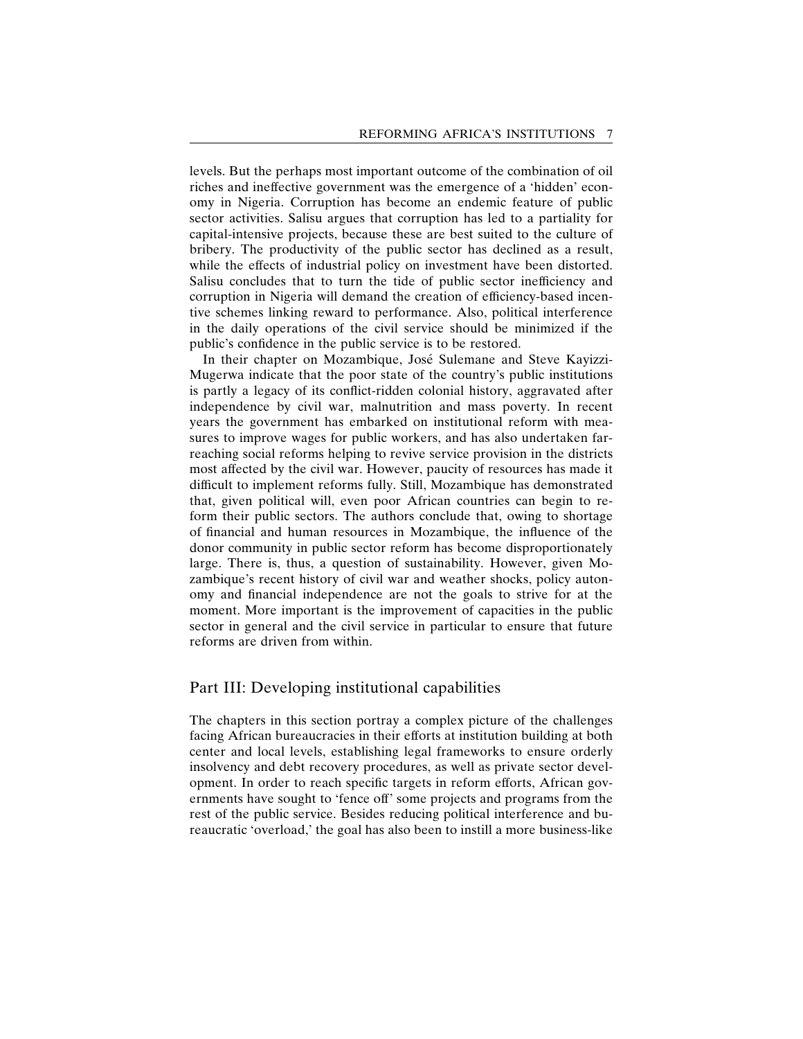levels. But the perhaps most important outcome of the combination of oil riches and ineffective government was the emergence of a 'hidden' economy in Nigeria. Corruption has become an endemic feature of public sector activities. Salisu argues that corruption has led to a partiality for capital-intensive projects, because these are best suited to the culture of bribery. The productivity of the public sector has declined as a result, while the effects of industrial policy on investment have been distorted. Salisu concludes that to turn the tide of public sector inefficiency and corruption in Nigeria will demand the creation of efficiency-based incentive schemes linking reward to performance. Also, political interference in the daily operations of the civil service should be minimized if the public's confidence in the public service is to be restored.

In their chapter on Mozambique, José Sulemane and Steve Kayizzi-Mugerwa indicate that the poor state of the country's public institutions is partly a legacy of its conflict-ridden colonial history, aggravated after independence by civil war, malnutrition and mass poverty. In recent years the government has embarked on institutional reform with measures to improve wages for public workers, and has also undertaken far-reaching social reforms helping to revive service provision in the districts most affected by the civil war. However, paucity of resources has made it difficult to implement reforms fully. Still, Mozambique has demonstrated that, given political will, even poor African countries can begin to reform their public sectors. The authors conclude that, owing to shortage of financial and human resources in Mozambique, the influence of the donor community in public sector reform has become disproportionately large. There is, thus, a question of sustainability. However, given Mozambique's recent history of civil war and weather shocks, policy autonomy and financial independence are not the goals to strive for at the moment. More important is the improvement of capacities in the public sector in general and the civil service in particular to ensure that future reforms are driven from within.

## Part III: Developing institutional capabilities

The chapters in this section portray a complex picture of the challenges facing African bureaucracies in their efforts at institution building at both center and local levels, establishing legal frameworks to ensure orderly insolvency and debt recovery procedures, as well as private sector development. In order to reach specific targets in reform efforts, African governments have sought to 'fence off' some projects and programs from the rest of the public service. Besides reducing political interference and bureaucratic 'overload,' the goal has also been to instill a more business-like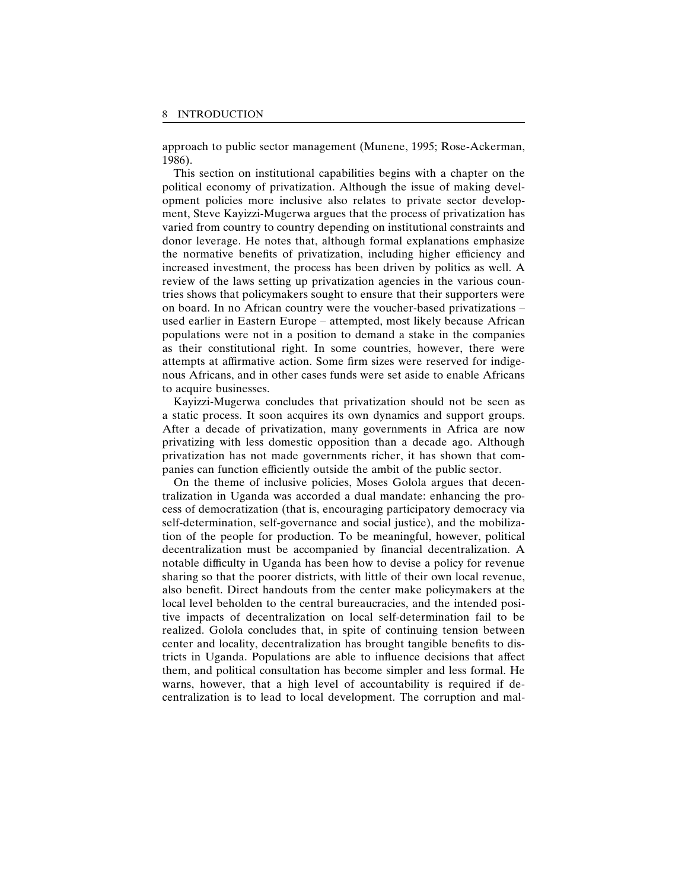approach to public sector management (Munene, 1995; Rose-Ackerman, 1986).

This section on institutional capabilities begins with a chapter on the political economy of privatization. Although the issue of making development policies more inclusive also relates to private sector development, Steve Kayizzi-Mugerwa argues that the process of privatization has varied from country to country depending on institutional constraints and donor leverage. He notes that, although formal explanations emphasize the normative benefits of privatization, including higher efficiency and increased investment, the process has been driven by politics as well. A review of the laws setting up privatization agencies in the various countries shows that policymakers sought to ensure that their supporters were on board. In no African country were the voucher-based privatizations – used earlier in Eastern Europe – attempted, most likely because African populations were not in a position to demand a stake in the companies as their constitutional right. In some countries, however, there were attempts at affirmative action. Some firm sizes were reserved for indigenous Africans, and in other cases funds were set aside to enable Africans to acquire businesses.

Kayizzi-Mugerwa concludes that privatization should not be seen as a static process. It soon acquires its own dynamics and support groups. After a decade of privatization, many governments in Africa are now privatizing with less domestic opposition than a decade ago. Although privatization has not made governments richer, it has shown that companies can function efficiently outside the ambit of the public sector.

On the theme of inclusive policies, Moses Golola argues that decentralization in Uganda was accorded a dual mandate: enhancing the process of democratization (that is, encouraging participatory democracy via self-determination, self-governance and social justice), and the mobilization of the people for production. To be meaningful, however, political decentralization must be accompanied by financial decentralization. A notable difficulty in Uganda has been how to devise a policy for revenue sharing so that the poorer districts, with little of their own local revenue, also benefit. Direct handouts from the center make policymakers at the local level beholden to the central bureaucracies, and the intended positive impacts of decentralization on local self-determination fail to be realized. Golola concludes that, in spite of continuing tension between center and locality, decentralization has brought tangible benefits to districts in Uganda. Populations are able to influence decisions that affect them, and political consultation has become simpler and less formal. He warns, however, that a high level of accountability is required if decentralization is to lead to local development. The corruption and mal-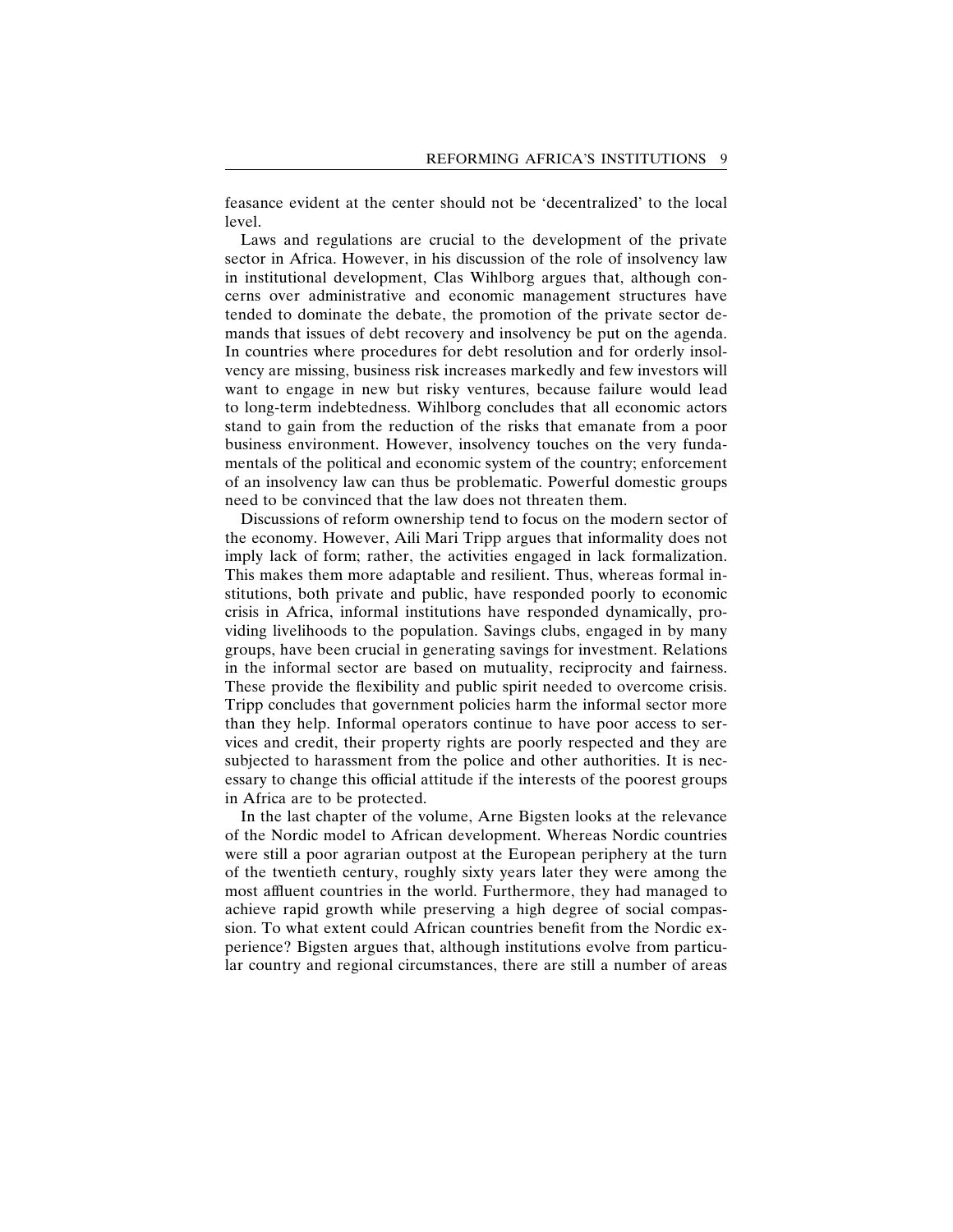feasance evident at the center should not be 'decentralized' to the local level.

Laws and regulations are crucial to the development of the private sector in Africa. However, in his discussion of the role of insolvency law in institutional development, Clas Wihlborg argues that, although concerns over administrative and economic management structures have tended to dominate the debate, the promotion of the private sector demands that issues of debt recovery and insolvency be put on the agenda. In countries where procedures for debt resolution and for orderly insolvency are missing, business risk increases markedly and few investors will want to engage in new but risky ventures, because failure would lead to long-term indebtedness. Wihlborg concludes that all economic actors stand to gain from the reduction of the risks that emanate from a poor business environment. However, insolvency touches on the very fundamentals of the political and economic system of the country; enforcement of an insolvency law can thus be problematic. Powerful domestic groups need to be convinced that the law does not threaten them.

Discussions of reform ownership tend to focus on the modern sector of the economy. However, Aili Mari Tripp argues that informality does not imply lack of form; rather, the activities engaged in lack formalization. This makes them more adaptable and resilient. Thus, whereas formal institutions, both private and public, have responded poorly to economic crisis in Africa, informal institutions have responded dynamically, providing livelihoods to the population. Savings clubs, engaged in by many groups, have been crucial in generating savings for investment. Relations in the informal sector are based on mutuality, reciprocity and fairness. These provide the flexibility and public spirit needed to overcome crisis. Tripp concludes that government policies harm the informal sector more than they help. Informal operators continue to have poor access to services and credit, their property rights are poorly respected and they are subjected to harassment from the police and other authorities. It is necessary to change this official attitude if the interests of the poorest groups in Africa are to be protected.

In the last chapter of the volume, Arne Bigsten looks at the relevance of the Nordic model to African development. Whereas Nordic countries were still a poor agrarian outpost at the European periphery at the turn of the twentieth century, roughly sixty years later they were among the most affluent countries in the world. Furthermore, they had managed to achieve rapid growth while preserving a high degree of social compassion. To what extent could African countries benefit from the Nordic experience? Bigsten argues that, although institutions evolve from particular country and regional circumstances, there are still a number of areas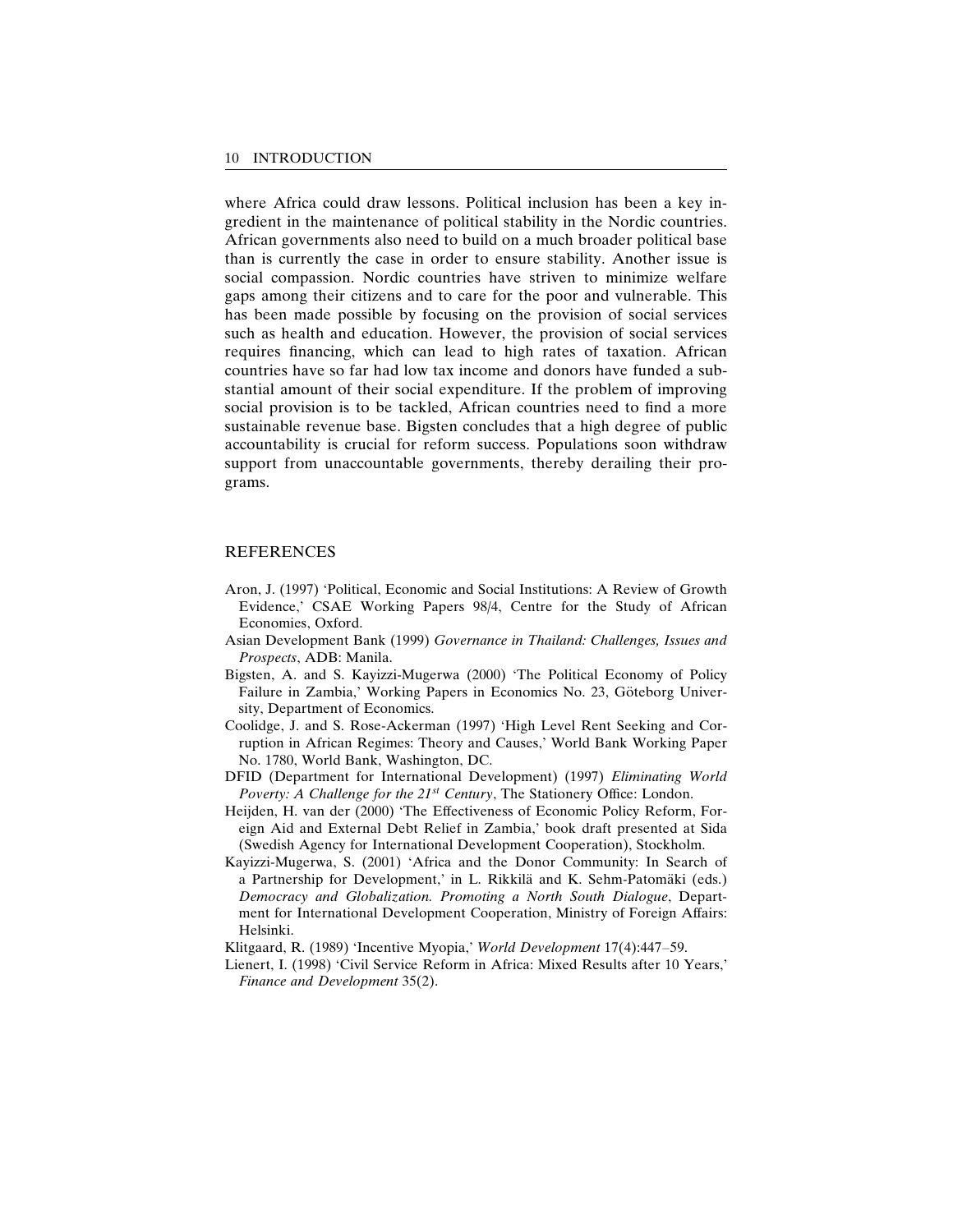where Africa could draw lessons. Political inclusion has been a key ingredient in the maintenance of political stability in the Nordic countries. African governments also need to build on a much broader political base than is currently the case in order to ensure stability. Another issue is social compassion. Nordic countries have striven to minimize welfare gaps among their citizens and to care for the poor and vulnerable. This has been made possible by focusing on the provision of social services such as health and education. However, the provision of social services requires financing, which can lead to high rates of taxation. African countries have so far had low tax income and donors have funded a substantial amount of their social expenditure. If the problem of improving social provision is to be tackled, African countries need to find a more sustainable revenue base. Bigsten concludes that a high degree of public accountability is crucial for reform success. Populations soon withdraw support from unaccountable governments, thereby derailing their programs.

## REFERENCES

Aron, J. (1997) 'Political, Economic and Social Institutions: A Review of Growth Evidence,' CSAE Working Papers 98/4, Centre for the Study of African Economies, Oxford.

Asian Development Bank (1999) *Governance in Thailand: Challenges, Issues and Prospects*, ADB: Manila.

Bigsten, A. and S. Kayizzi-Mugerwa (2000) 'The Political Economy of Policy Failure in Zambia,' Working Papers in Economics No. 23, Göteborg University, Department of Economics.

Coolidge, J. and S. Rose-Ackerman (1997) 'High Level Rent Seeking and Corruption in African Regimes: Theory and Causes,' World Bank Working Paper No. 1780, World Bank, Washington, DC.

DFID (Department for International Development) (1997) *Eliminating World Poverty: A Challenge for the 21st Century*, The Stationery Office: London.

Heijden, H. van der (2000) 'The Effectiveness of Economic Policy Reform, Foreign Aid and External Debt Relief in Zambia,' book draft presented at Sida (Swedish Agency for International Development Cooperation), Stockholm.

Kayizzi-Mugerwa, S. (2001) 'Africa and the Donor Community: In Search of a Partnership for Development,' in L. Rikkilä and K. Sehm-Patomäki (eds.) *Democracy and Globalization. Promoting a North South Dialogue*, Department for International Development Cooperation, Ministry of Foreign Affairs: Helsinki.

Klitgaard, R. (1989) 'Incentive Myopia,' *World Development* 17(4):447–59.

Lienert, I. (1998) 'Civil Service Reform in Africa: Mixed Results after 10 Years,' *Finance and Development* 35(2).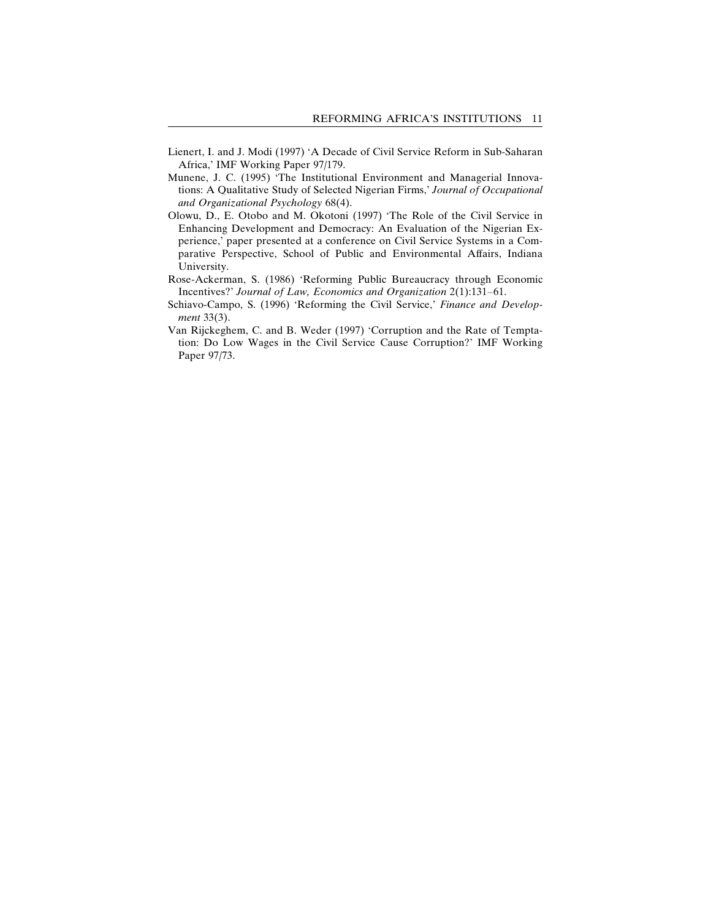Lienert, I. and J. Modi (1997) 'A Decade of Civil Service Reform in Sub-Saharan Africa,' IMF Working Paper 97/179.

Munene, J. C. (1995) 'The Institutional Environment and Managerial Innovations: A Qualitative Study of Selected Nigerian Firms,' *Journal of Occupational and Organizational Psychology* 68(4).

Olowu, D., E. Otobo and M. Okotoni (1997) 'The Role of the Civil Service in Enhancing Development and Democracy: An Evaluation of the Nigerian Experience,' paper presented at a conference on Civil Service Systems in a Comparative Perspective, School of Public and Environmental Affairs, Indiana University.

Rose-Ackerman, S. (1986) 'Reforming Public Bureaucracy through Economic Incentives?' *Journal of Law, Economics and Organization* 2(1):131–61.

Schiavo-Campo, S. (1996) 'Reforming the Civil Service,' *Finance and Development* 33(3).

Van Rijckeghem, C. and B. Weder (1997) 'Corruption and the Rate of Temptation: Do Low Wages in the Civil Service Cause Corruption?' IMF Working Paper 97/73.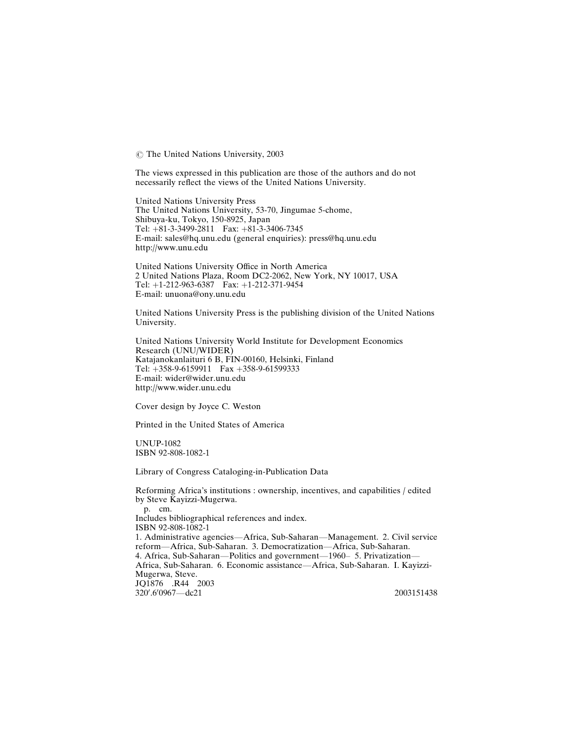© The United Nations University, 2003

The views expressed in this publication are those of the authors and do not necessarily reflect the views of the United Nations University.

United Nations University Press
The United Nations University, 53-70, Jingumae 5-chome,
Shibuya-ku, Tokyo, 150-8925, Japan
Tel: +81-3-3499-2811 Fax: +81-3-3406-7345
E-mail: sales@hq.unu.edu (general enquiries): press@hq.unu.edu
http://www.unu.edu

United Nations University Office in North America
2 United Nations Plaza, Room DC2-2062, New York, NY 10017, USA
Tel: +1-212-963-6387 Fax: +1-212-371-9454
E-mail: unuona@ony.unu.edu

United Nations University Press is the publishing division of the United Nations University.

United Nations University World Institute for Development Economics Research (UNU/WIDER)
Katajanokanlaituri 6 B, FIN-00160, Helsinki, Finland
Tel: +358-9-6159911 Fax +358-9-61599333
E-mail: wider@wider.unu.edu
http://www.wider.unu.edu

Cover design by Joyce C. Weston

Printed in the United States of America

UNUP-1082
ISBN 92-808-1082-1

Library of Congress Cataloging-in-Publication Data

Reforming Africa's institutions : ownership, incentives, and capabilities / edited by Steve Kayizzi-Mugerwa.
p. cm.
Includes bibliographical references and index.
ISBN 92-808-1082-1
1. Administrative agencies—Africa, Sub-Saharan—Management. 2. Civil service reform—Africa, Sub-Saharan. 3. Democratization—Africa, Sub-Saharan. 4. Africa, Sub-Saharan—Politics and government—1960– 5. Privatization—Africa, Sub-Saharan. 6. Economic assistance—Africa, Sub-Saharan. I. Kayizzi-Mugerwa, Steve.
JQ1876 .R44 2003
320′.6′0967—dc21 2003151438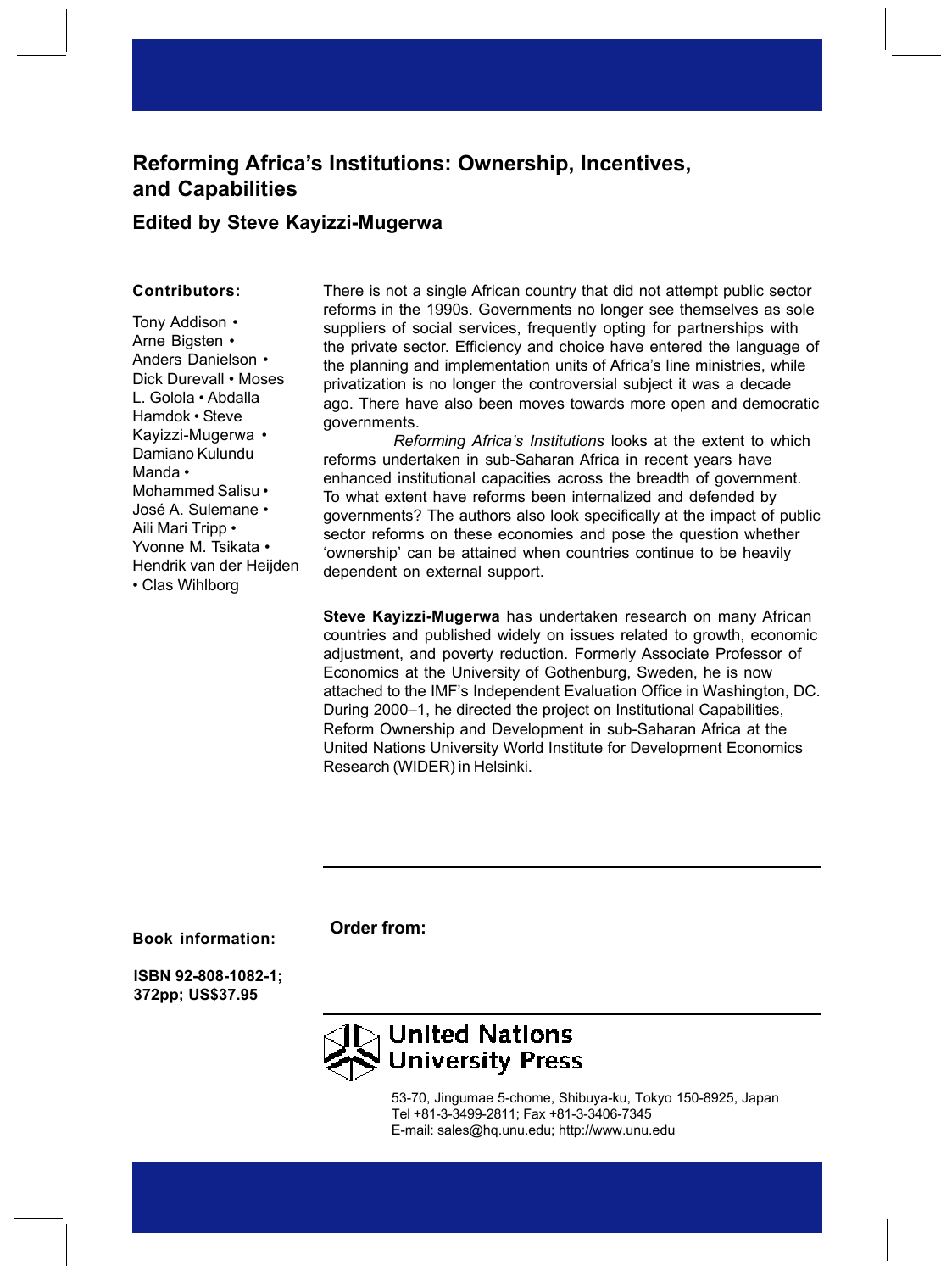# Reforming Africa's Institutions: Ownership, Incentives, and Capabilities

## Edited by Steve Kayizzi-Mugerwa

**Contributors:**

Tony Addison • Arne Bigsten • Anders Danielson • Dick Durevall • Moses L. Golola • Abdalla Hamdok • Steve Kayizzi-Mugerwa • Damiano Kulundu Manda • Mohammed Salisu • José A. Sulemane • Aili Mari Tripp • Yvonne M. Tsikata • Hendrik van der Heijden • Clas Wihlborg

There is not a single African country that did not attempt public sector reforms in the 1990s. Governments no longer see themselves as sole suppliers of social services, frequently opting for partnerships with the private sector. Efficiency and choice have entered the language of the planning and implementation units of Africa's line ministries, while privatization is no longer the controversial subject it was a decade ago. There have also been moves towards more open and democratic governments.

*Reforming Africa's Institutions* looks at the extent to which reforms undertaken in sub-Saharan Africa in recent years have enhanced institutional capacities across the breadth of government. To what extent have reforms been internalized and defended by governments? The authors also look specifically at the impact of public sector reforms on these economies and pose the question whether 'ownership' can be attained when countries continue to be heavily dependent on external support.

**Steve Kayizzi-Mugerwa** has undertaken research on many African countries and published widely on issues related to growth, economic adjustment, and poverty reduction. Formerly Associate Professor of Economics at the University of Gothenburg, Sweden, he is now attached to the IMF's Independent Evaluation Office in Washington, DC. During 2000–1, he directed the project on Institutional Capabilities, Reform Ownership and Development in sub-Saharan Africa at the United Nations University World Institute for Development Economics Research (WIDER) in Helsinki.

**Book information:**

**ISBN 92-808-1082-1; 372pp; US$37.95**

**Order from:**

United Nations University Press

53-70, Jingumae 5-chome, Shibuya-ku, Tokyo 150-8925, Japan
Tel +81-3-3499-2811; Fax +81-3-3406-7345
E-mail: sales@hq.unu.edu; http://www.unu.edu